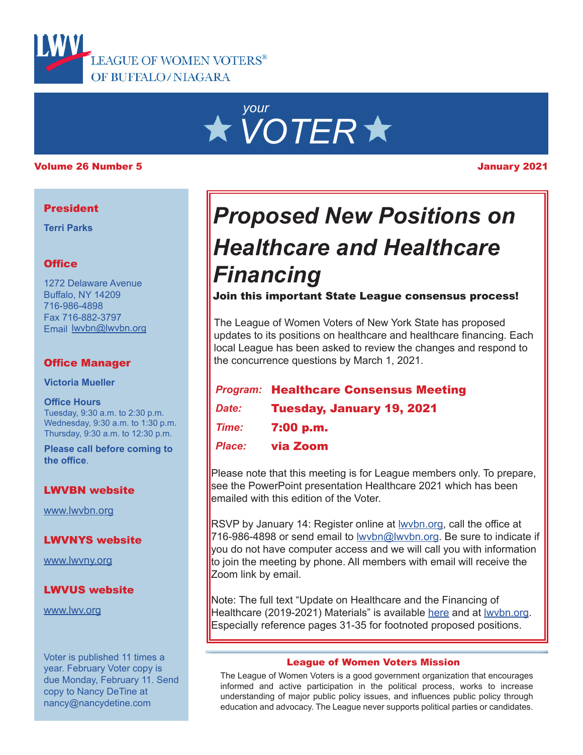LEAGUE OF WOMEN VOTERS® OF BUFFALO/NIAGARA

# *your* VOTER

**Volume 26 Number 5** **January 2021**

# *Proposed New Positions on Healthcare and Healthcare Financing*

**Join this important State League consensus process!**

The League of Women Voters of New York State has proposed updates to its positions on healthcare and healthcare financing. Each local League has been asked to review the changes and respond to the concurrence questions by March 1, 2021.

| | |
|---|---|
| *Program:* | **Healthcare Consensus Meeting** |
| *Date:* | **Tuesday, January 19, 2021** |
| *Time:* | **7:00 p.m.** |
| *Place:* | **via Zoom** |

Please note that this meeting is for League members only. To prepare, see the PowerPoint presentation Healthcare 2021 which has been emailed with this edition of the Voter.

RSVP by January 14: Register online at lwvbn.org, call the office at 716-986-4898 or send email to lwvbn@lwvbn.org. Be sure to indicate if you do not have computer access and we will call you with information to join the meeting by phone. All members with email will receive the Zoom link by email.

Note: The full text "Update on Healthcare and the Financing of Healthcare (2019-2021) Materials" is available here and at lwvbn.org. Especially reference pages 31-35 for footnoted proposed positions.

### League of Women Voters Mission

The League of Women Voters is a good government organization that encourages informed and active participation in the political process, works to increase understanding of major public policy issues, and influences public policy through education and advocacy. The League never supports political parties or candidates.

---

**President**

**Terri Parks**

**Office**

1272 Delaware Avenue
Buffalo, NY 14209
716-986-4898
Fax 716-882-3797
Email lwvbn@lwvbn.org

**Office Manager**

**Victoria Mueller**

**Office Hours**
Tuesday, 9:30 a.m. to 2:30 p.m.
Wednesday, 9:30 a.m. to 1:30 p.m.
Thursday, 9:30 a.m. to 12:30 p.m.

**Please call before coming to the office.**

**LWVBN website**

www.lwvbn.org

**LWVNYS website**

www.lwvny.org

**LWVUS website**

www.lwv.org

Voter is published 11 times a year. February Voter copy is due Monday, February 11. Send copy to Nancy DeTine at nancy@nancydetine.com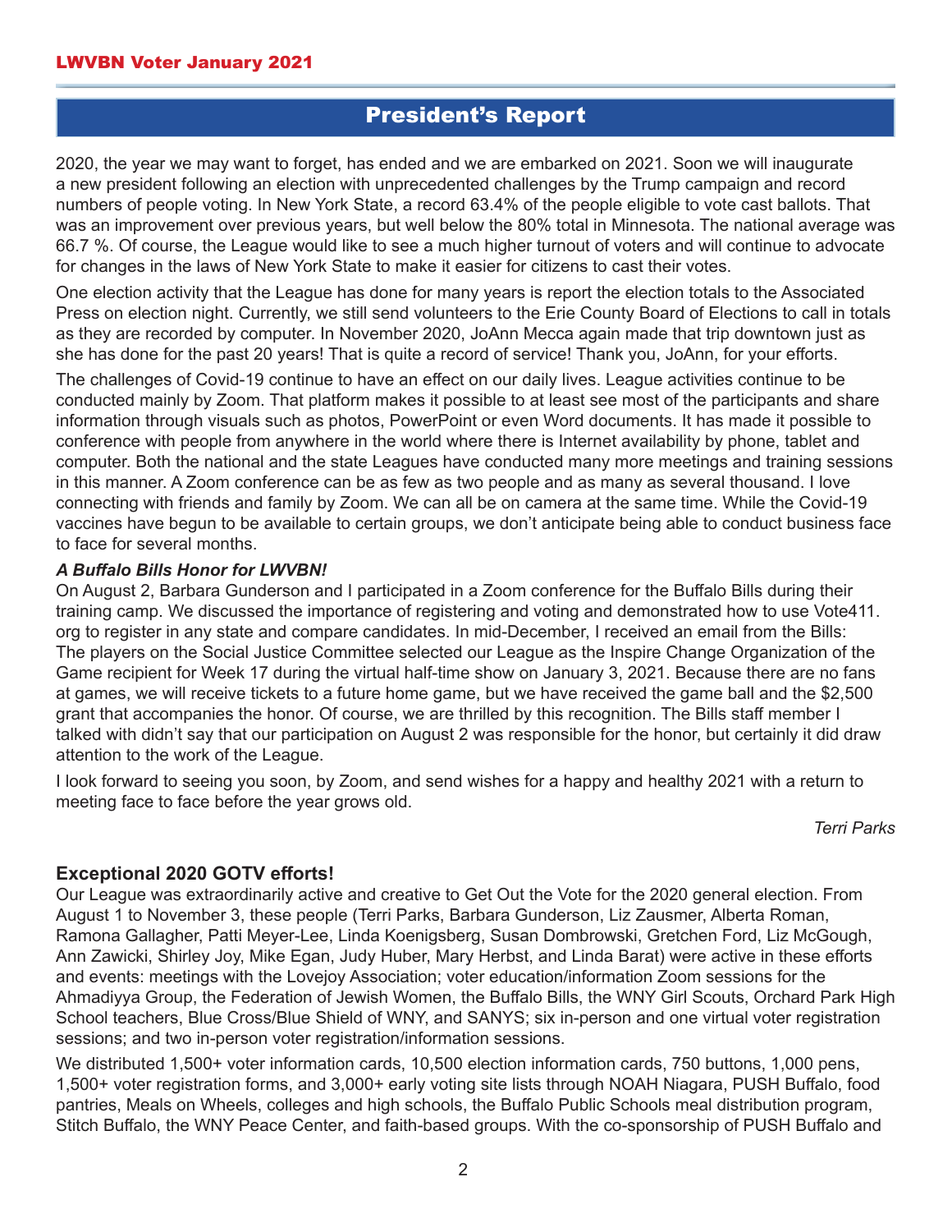## President's Report

2020, the year we may want to forget, has ended and we are embarked on 2021. Soon we will inaugurate a new president following an election with unprecedented challenges by the Trump campaign and record numbers of people voting. In New York State, a record 63.4% of the people eligible to vote cast ballots. That was an improvement over previous years, but well below the 80% total in Minnesota. The national average was 66.7 %. Of course, the League would like to see a much higher turnout of voters and will continue to advocate for changes in the laws of New York State to make it easier for citizens to cast their votes.

One election activity that the League has done for many years is report the election totals to the Associated Press on election night. Currently, we still send volunteers to the Erie County Board of Elections to call in totals as they are recorded by computer. In November 2020, JoAnn Mecca again made that trip downtown just as she has done for the past 20 years! That is quite a record of service! Thank you, JoAnn, for your efforts.

The challenges of Covid-19 continue to have an effect on our daily lives. League activities continue to be conducted mainly by Zoom. That platform makes it possible to at least see most of the participants and share information through visuals such as photos, PowerPoint or even Word documents. It has made it possible to conference with people from anywhere in the world where there is Internet availability by phone, tablet and computer. Both the national and the state Leagues have conducted many more meetings and training sessions in this manner. A Zoom conference can be as few as two people and as many as several thousand. I love connecting with friends and family by Zoom. We can all be on camera at the same time. While the Covid-19 vaccines have begun to be available to certain groups, we don't anticipate being able to conduct business face to face for several months.

***A Buffalo Bills Honor for LWVBN!***

On August 2, Barbara Gunderson and I participated in a Zoom conference for the Buffalo Bills during their training camp. We discussed the importance of registering and voting and demonstrated how to use Vote411.org to register in any state and compare candidates. In mid-December, I received an email from the Bills: The players on the Social Justice Committee selected our League as the Inspire Change Organization of the Game recipient for Week 17 during the virtual half-time show on January 3, 2021. Because there are no fans at games, we will receive tickets to a future home game, but we have received the game ball and the $2,500 grant that accompanies the honor. Of course, we are thrilled by this recognition. The Bills staff member I talked with didn't say that our participation on August 2 was responsible for the honor, but certainly it did draw attention to the work of the League.

I look forward to seeing you soon, by Zoom, and send wishes for a happy and healthy 2021 with a return to meeting face to face before the year grows old.

*Terri Parks*

### Exceptional 2020 GOTV efforts!

Our League was extraordinarily active and creative to Get Out the Vote for the 2020 general election. From August 1 to November 3, these people (Terri Parks, Barbara Gunderson, Liz Zausmer, Alberta Roman, Ramona Gallagher, Patti Meyer-Lee, Linda Koenigsberg, Susan Dombrowski, Gretchen Ford, Liz McGough, Ann Zawicki, Shirley Joy, Mike Egan, Judy Huber, Mary Herbst, and Linda Barat) were active in these efforts and events: meetings with the Lovejoy Association; voter education/information Zoom sessions for the Ahmadiyya Group, the Federation of Jewish Women, the Buffalo Bills, the WNY Girl Scouts, Orchard Park High School teachers, Blue Cross/Blue Shield of WNY, and SANYS; six in-person and one virtual voter registration sessions; and two in-person voter registration/information sessions.

We distributed 1,500+ voter information cards, 10,500 election information cards, 750 buttons, 1,000 pens, 1,500+ voter registration forms, and 3,000+ early voting site lists through NOAH Niagara, PUSH Buffalo, food pantries, Meals on Wheels, colleges and high schools, the Buffalo Public Schools meal distribution program, Stitch Buffalo, the WNY Peace Center, and faith-based groups. With the co-sponsorship of PUSH Buffalo and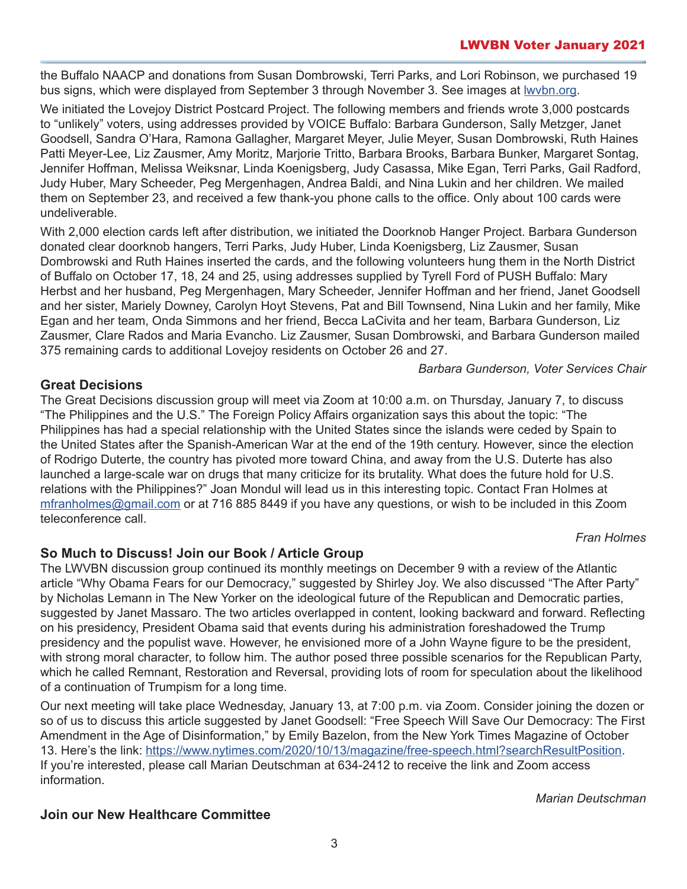the Buffalo NAACP and donations from Susan Dombrowski, Terri Parks, and Lori Robinson, we purchased 19 bus signs, which were displayed from September 3 through November 3. See images at [lwvbn.org](lwvbn.org).

We initiated the Lovejoy District Postcard Project. The following members and friends wrote 3,000 postcards to "unlikely" voters, using addresses provided by VOICE Buffalo: Barbara Gunderson, Sally Metzger, Janet Goodsell, Sandra O'Hara, Ramona Gallagher, Margaret Meyer, Julie Meyer, Susan Dombrowski, Ruth Haines Patti Meyer-Lee, Liz Zausmer, Amy Moritz, Marjorie Tritto, Barbara Brooks, Barbara Bunker, Margaret Sontag, Jennifer Hoffman, Melissa Weiksnar, Linda Koenigsberg, Judy Casassa, Mike Egan, Terri Parks, Gail Radford, Judy Huber, Mary Scheeder, Peg Mergenhagen, Andrea Baldi, and Nina Lukin and her children. We mailed them on September 23, and received a few thank-you phone calls to the office. Only about 100 cards were undeliverable.

With 2,000 election cards left after distribution, we initiated the Doorknob Hanger Project. Barbara Gunderson donated clear doorknob hangers, Terri Parks, Judy Huber, Linda Koenigsberg, Liz Zausmer, Susan Dombrowski and Ruth Haines inserted the cards, and the following volunteers hung them in the North District of Buffalo on October 17, 18, 24 and 25, using addresses supplied by Tyrell Ford of PUSH Buffalo: Mary Herbst and her husband, Peg Mergenhagen, Mary Scheeder, Jennifer Hoffman and her friend, Janet Goodsell and her sister, Mariely Downey, Carolyn Hoyt Stevens, Pat and Bill Townsend, Nina Lukin and her family, Mike Egan and her team, Onda Simmons and her friend, Becca LaCivita and her team, Barbara Gunderson, Liz Zausmer, Clare Rados and Maria Evancho. Liz Zausmer, Susan Dombrowski, and Barbara Gunderson mailed 375 remaining cards to additional Lovejoy residents on October 26 and 27.

*Barbara Gunderson, Voter Services Chair*

## Great Decisions

The Great Decisions discussion group will meet via Zoom at 10:00 a.m. on Thursday, January 7, to discuss "The Philippines and the U.S." The Foreign Policy Affairs organization says this about the topic: "The Philippines has had a special relationship with the United States since the islands were ceded by Spain to the United States after the Spanish-American War at the end of the 19th century. However, since the election of Rodrigo Duterte, the country has pivoted more toward China, and away from the U.S. Duterte has also launched a large-scale war on drugs that many criticize for its brutality. What does the future hold for U.S. relations with the Philippines?" Joan Mondul will lead us in this interesting topic. Contact Fran Holmes at [mfranholmes@gmail.com](mailto:mfranholmes@gmail.com) or at 716 885 8449 if you have any questions, or wish to be included in this Zoom teleconference call.

*Fran Holmes*

## So Much to Discuss! Join our Book / Article Group

The LWVBN discussion group continued its monthly meetings on December 9 with a review of the Atlantic article "Why Obama Fears for our Democracy," suggested by Shirley Joy. We also discussed "The After Party" by Nicholas Lemann in The New Yorker on the ideological future of the Republican and Democratic parties, suggested by Janet Massaro. The two articles overlapped in content, looking backward and forward. Reflecting on his presidency, President Obama said that events during his administration foreshadowed the Trump presidency and the populist wave. However, he envisioned more of a John Wayne figure to be the president, with strong moral character, to follow him. The author posed three possible scenarios for the Republican Party, which he called Remnant, Restoration and Reversal, providing lots of room for speculation about the likelihood of a continuation of Trumpism for a long time.

Our next meeting will take place Wednesday, January 13, at 7:00 p.m. via Zoom. Consider joining the dozen or so of us to discuss this article suggested by Janet Goodsell: "Free Speech Will Save Our Democracy: The First Amendment in the Age of Disinformation," by Emily Bazelon, from the New York Times Magazine of October 13. Here's the link: [https://www.nytimes.com/2020/10/13/magazine/free-speech.html?searchResultPosition](https://www.nytimes.com/2020/10/13/magazine/free-speech.html?searchResultPosition). If you're interested, please call Marian Deutschman at 634-2412 to receive the link and Zoom access information.

*Marian Deutschman*

## Join our New Healthcare Committee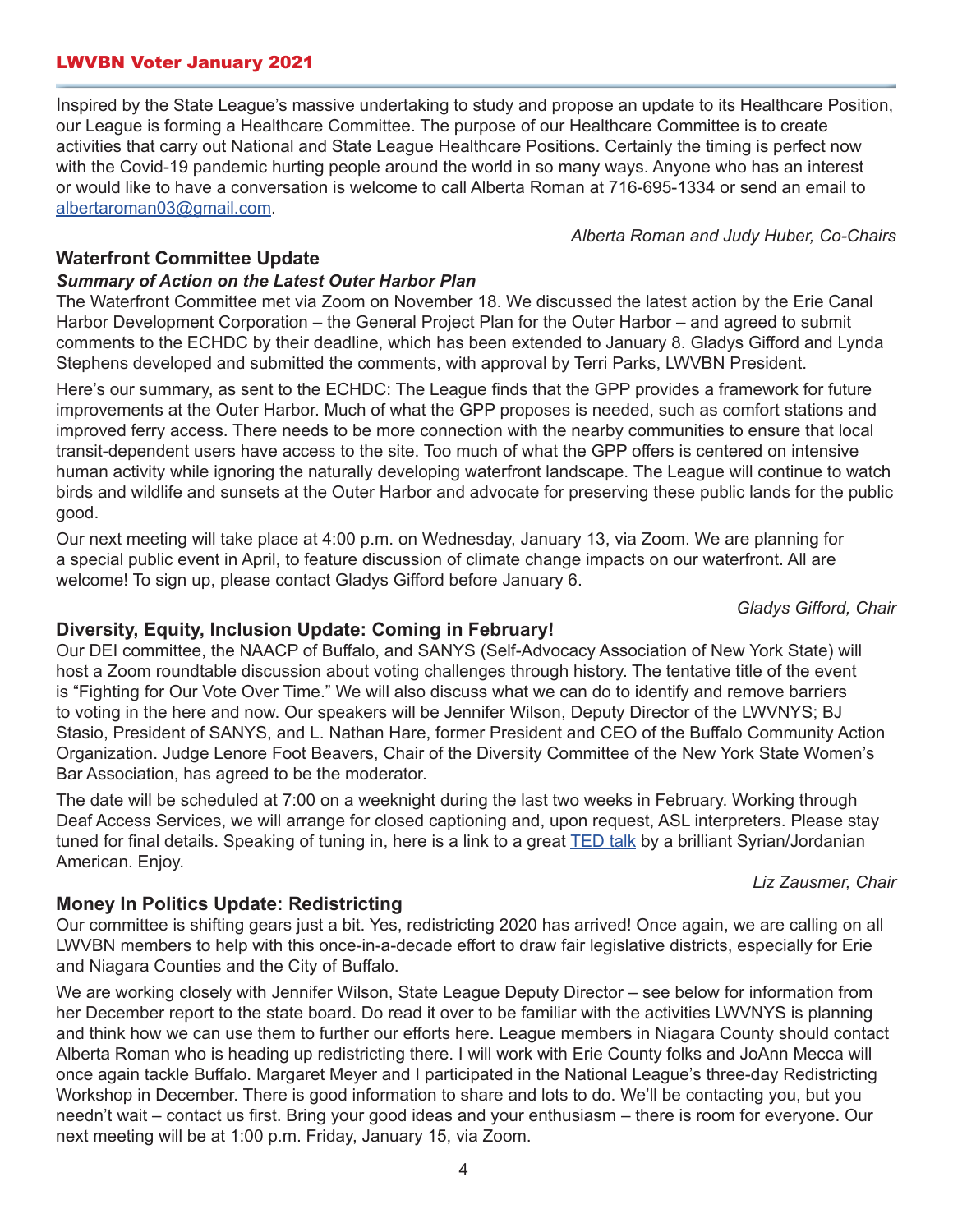Inspired by the State League's massive undertaking to study and propose an update to its Healthcare Position, our League is forming a Healthcare Committee. The purpose of our Healthcare Committee is to create activities that carry out National and State League Healthcare Positions. Certainly the timing is perfect now with the Covid-19 pandemic hurting people around the world in so many ways. Anyone who has an interest or would like to have a conversation is welcome to call Alberta Roman at 716-695-1334 or send an email to albertaroman03@gmail.com.

*Alberta Roman and Judy Huber, Co-Chairs*

## Waterfront Committee Update

***Summary of Action on the Latest Outer Harbor Plan***

The Waterfront Committee met via Zoom on November 18. We discussed the latest action by the Erie Canal Harbor Development Corporation – the General Project Plan for the Outer Harbor – and agreed to submit comments to the ECHDC by their deadline, which has been extended to January 8. Gladys Gifford and Lynda Stephens developed and submitted the comments, with approval by Terri Parks, LWVBN President.

Here's our summary, as sent to the ECHDC: The League finds that the GPP provides a framework for future improvements at the Outer Harbor. Much of what the GPP proposes is needed, such as comfort stations and improved ferry access. There needs to be more connection with the nearby communities to ensure that local transit-dependent users have access to the site. Too much of what the GPP offers is centered on intensive human activity while ignoring the naturally developing waterfront landscape. The League will continue to watch birds and wildlife and sunsets at the Outer Harbor and advocate for preserving these public lands for the public good.

Our next meeting will take place at 4:00 p.m. on Wednesday, January 13, via Zoom. We are planning for a special public event in April, to feature discussion of climate change impacts on our waterfront. All are welcome! To sign up, please contact Gladys Gifford before January 6.

*Gladys Gifford, Chair*

## Diversity, Equity, Inclusion Update: Coming in February!

Our DEI committee, the NAACP of Buffalo, and SANYS (Self-Advocacy Association of New York State) will host a Zoom roundtable discussion about voting challenges through history. The tentative title of the event is "Fighting for Our Vote Over Time." We will also discuss what we can do to identify and remove barriers to voting in the here and now. Our speakers will be Jennifer Wilson, Deputy Director of the LWVNYS; BJ Stasio, President of SANYS, and L. Nathan Hare, former President and CEO of the Buffalo Community Action Organization. Judge Lenore Foot Beavers, Chair of the Diversity Committee of the New York State Women's Bar Association, has agreed to be the moderator.

The date will be scheduled at 7:00 on a weeknight during the last two weeks in February. Working through Deaf Access Services, we will arrange for closed captioning and, upon request, ASL interpreters. Please stay tuned for final details. Speaking of tuning in, here is a link to a great TED talk by a brilliant Syrian/Jordanian American. Enjoy.

*Liz Zausmer, Chair*

## Money In Politics Update: Redistricting

Our committee is shifting gears just a bit. Yes, redistricting 2020 has arrived! Once again, we are calling on all LWVBN members to help with this once-in-a-decade effort to draw fair legislative districts, especially for Erie and Niagara Counties and the City of Buffalo.

We are working closely with Jennifer Wilson, State League Deputy Director – see below for information from her December report to the state board. Do read it over to be familiar with the activities LWVNYS is planning and think how we can use them to further our efforts here. League members in Niagara County should contact Alberta Roman who is heading up redistricting there. I will work with Erie County folks and JoAnn Mecca will once again tackle Buffalo. Margaret Meyer and I participated in the National League's three-day Redistricting Workshop in December. There is good information to share and lots to do. We'll be contacting you, but you needn't wait – contact us first. Bring your good ideas and your enthusiasm – there is room for everyone. Our next meeting will be at 1:00 p.m. Friday, January 15, via Zoom.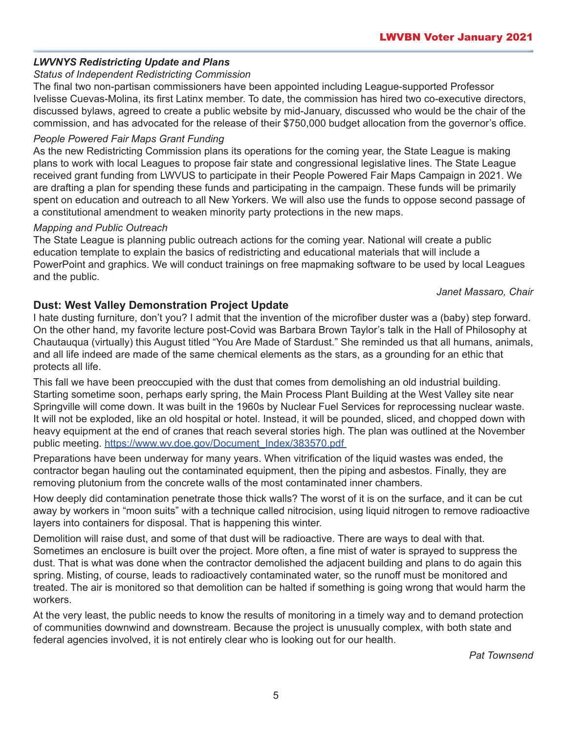### *LWVNYS Redistricting Update and Plans*

*Status of Independent Redistricting Commission*

The final two non-partisan commissioners have been appointed including League-supported Professor Ivelisse Cuevas-Molina, its first Latinx member. To date, the commission has hired two co-executive directors, discussed bylaws, agreed to create a public website by mid-January, discussed who would be the chair of the commission, and has advocated for the release of their $750,000 budget allocation from the governor's office.

*People Powered Fair Maps Grant Funding*

As the new Redistricting Commission plans its operations for the coming year, the State League is making plans to work with local Leagues to propose fair state and congressional legislative lines. The State League received grant funding from LWVUS to participate in their People Powered Fair Maps Campaign in 2021. We are drafting a plan for spending these funds and participating in the campaign. These funds will be primarily spent on education and outreach to all New Yorkers. We will also use the funds to oppose second passage of a constitutional amendment to weaken minority party protections in the new maps.

*Mapping and Public Outreach*

The State League is planning public outreach actions for the coming year. National will create a public education template to explain the basics of redistricting and educational materials that will include a PowerPoint and graphics. We will conduct trainings on free mapmaking software to be used by local Leagues and the public.

*Janet Massaro, Chair*

### Dust: West Valley Demonstration Project Update

I hate dusting furniture, don't you? I admit that the invention of the microfiber duster was a (baby) step forward. On the other hand, my favorite lecture post-Covid was Barbara Brown Taylor's talk in the Hall of Philosophy at Chautauqua (virtually) this August titled "You Are Made of Stardust." She reminded us that all humans, animals, and all life indeed are made of the same chemical elements as the stars, as a grounding for an ethic that protects all life.

This fall we have been preoccupied with the dust that comes from demolishing an old industrial building. Starting sometime soon, perhaps early spring, the Main Process Plant Building at the West Valley site near Springville will come down. It was built in the 1960s by Nuclear Fuel Services for reprocessing nuclear waste. It will not be exploded, like an old hospital or hotel. Instead, it will be pounded, sliced, and chopped down with heavy equipment at the end of cranes that reach several stories high. The plan was outlined at the November public meeting. https://www.wv.doe.gov/Document_Index/383570.pdf

Preparations have been underway for many years. When vitrification of the liquid wastes was ended, the contractor began hauling out the contaminated equipment, then the piping and asbestos. Finally, they are removing plutonium from the concrete walls of the most contaminated inner chambers.

How deeply did contamination penetrate those thick walls? The worst of it is on the surface, and it can be cut away by workers in "moon suits" with a technique called nitrocision, using liquid nitrogen to remove radioactive layers into containers for disposal. That is happening this winter.

Demolition will raise dust, and some of that dust will be radioactive. There are ways to deal with that. Sometimes an enclosure is built over the project. More often, a fine mist of water is sprayed to suppress the dust. That is what was done when the contractor demolished the adjacent building and plans to do again this spring. Misting, of course, leads to radioactively contaminated water, so the runoff must be monitored and treated. The air is monitored so that demolition can be halted if something is going wrong that would harm the workers.

At the very least, the public needs to know the results of monitoring in a timely way and to demand protection of communities downwind and downstream. Because the project is unusually complex, with both state and federal agencies involved, it is not entirely clear who is looking out for our health.

*Pat Townsend*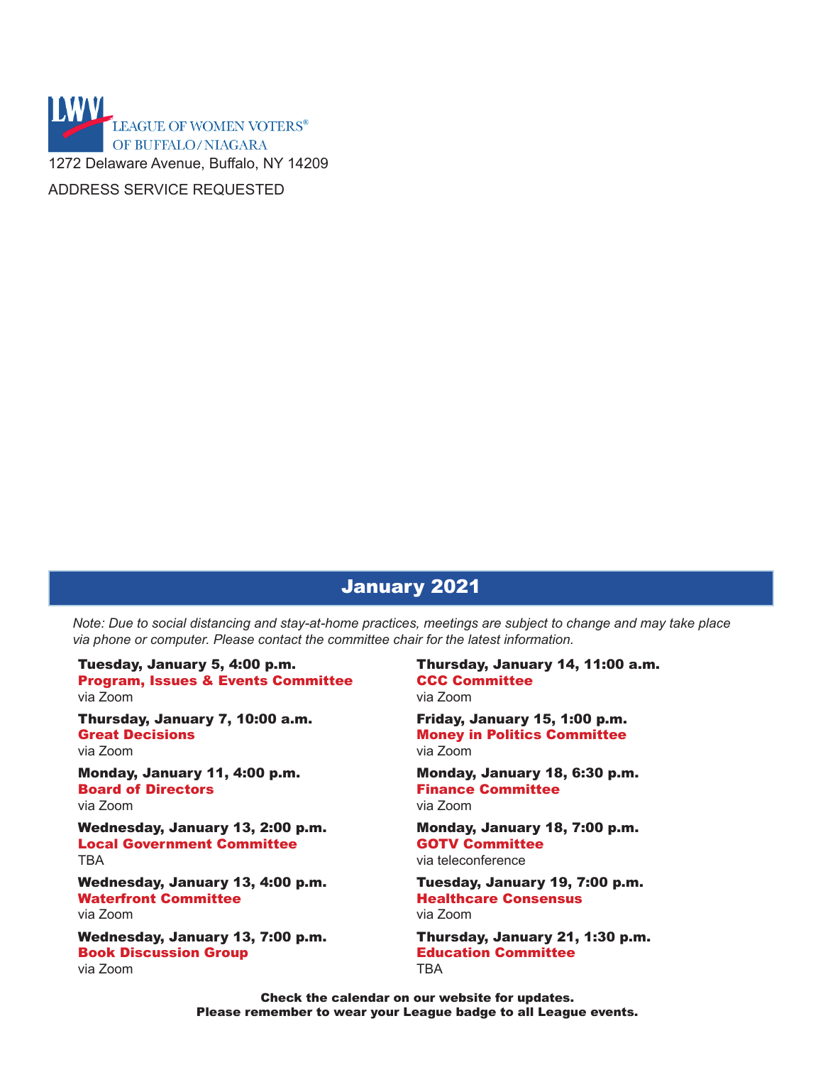LEAGUE OF WOMEN VOTERS®
OF BUFFALO / NIAGARA

1272 Delaware Avenue, Buffalo, NY 14209

ADDRESS SERVICE REQUESTED

## January 2021

*Note: Due to social distancing and stay-at-home practices, meetings are subject to change and may take place via phone or computer. Please contact the committee chair for the latest information.*

**Tuesday, January 5, 4:00 p.m.**
**Program, Issues & Events Committee**
via Zoom

**Thursday, January 7, 10:00 a.m.**
**Great Decisions**
via Zoom

**Monday, January 11, 4:00 p.m.**
**Board of Directors**
via Zoom

**Wednesday, January 13, 2:00 p.m.**
**Local Government Committee**
TBA

**Wednesday, January 13, 4:00 p.m.**
**Waterfront Committee**
via Zoom

**Wednesday, January 13, 7:00 p.m.**
**Book Discussion Group**
via Zoom

**Thursday, January 14, 11:00 a.m.**
**CCC Committee**
via Zoom

**Friday, January 15, 1:00 p.m.**
**Money in Politics Committee**
via Zoom

**Monday, January 18, 6:30 p.m.**
**Finance Committee**
via Zoom

**Monday, January 18, 7:00 p.m.**
**GOTV Committee**
via teleconference

**Tuesday, January 19, 7:00 p.m.**
**Healthcare Consensus**
via Zoom

**Thursday, January 21, 1:30 p.m.**
**Education Committee**
TBA

**Check the calendar on our website for updates.**
**Please remember to wear your League badge to all League events.**